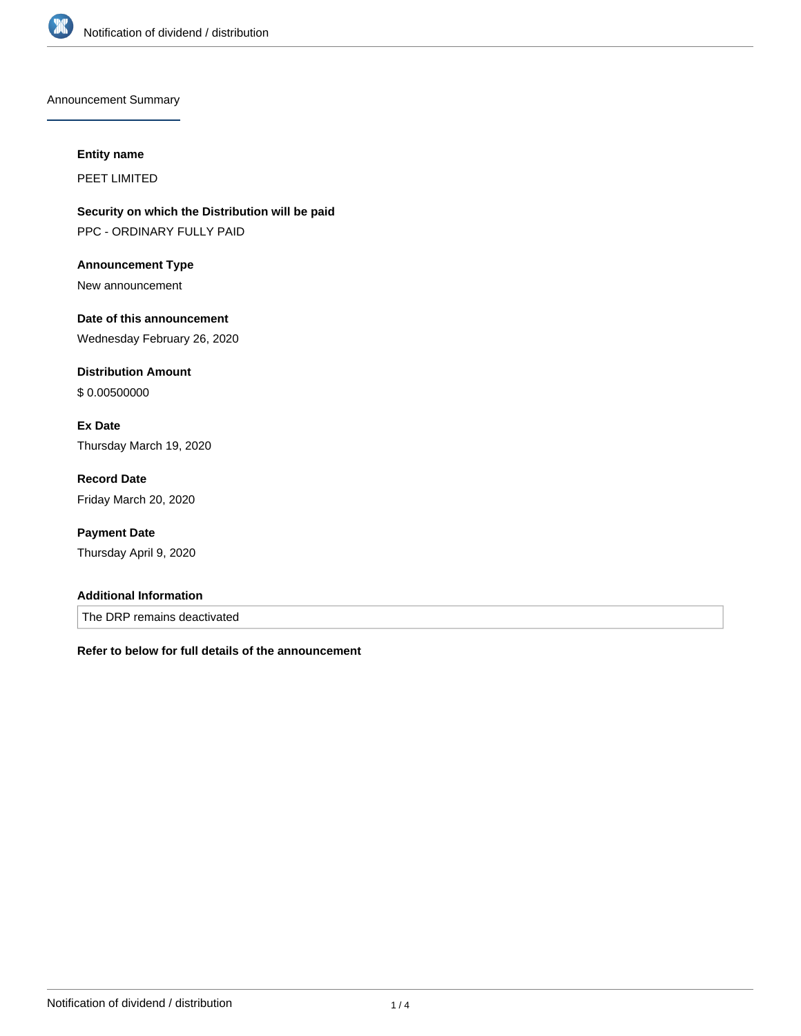## Announcement Summary

**Entity name**

PEET LIMITED

**Security on which the Distribution will be paid**

PPC - ORDINARY FULLY PAID

**Announcement Type**

New announcement

**Date of this announcement**

Wednesday February 26, 2020

**Distribution Amount**

$ 0.00500000

**Ex Date**

Thursday March 19, 2020

**Record Date**

Friday March 20, 2020

**Payment Date**

Thursday April 9, 2020

**Additional Information**

The DRP remains deactivated

**Refer to below for full details of the announcement**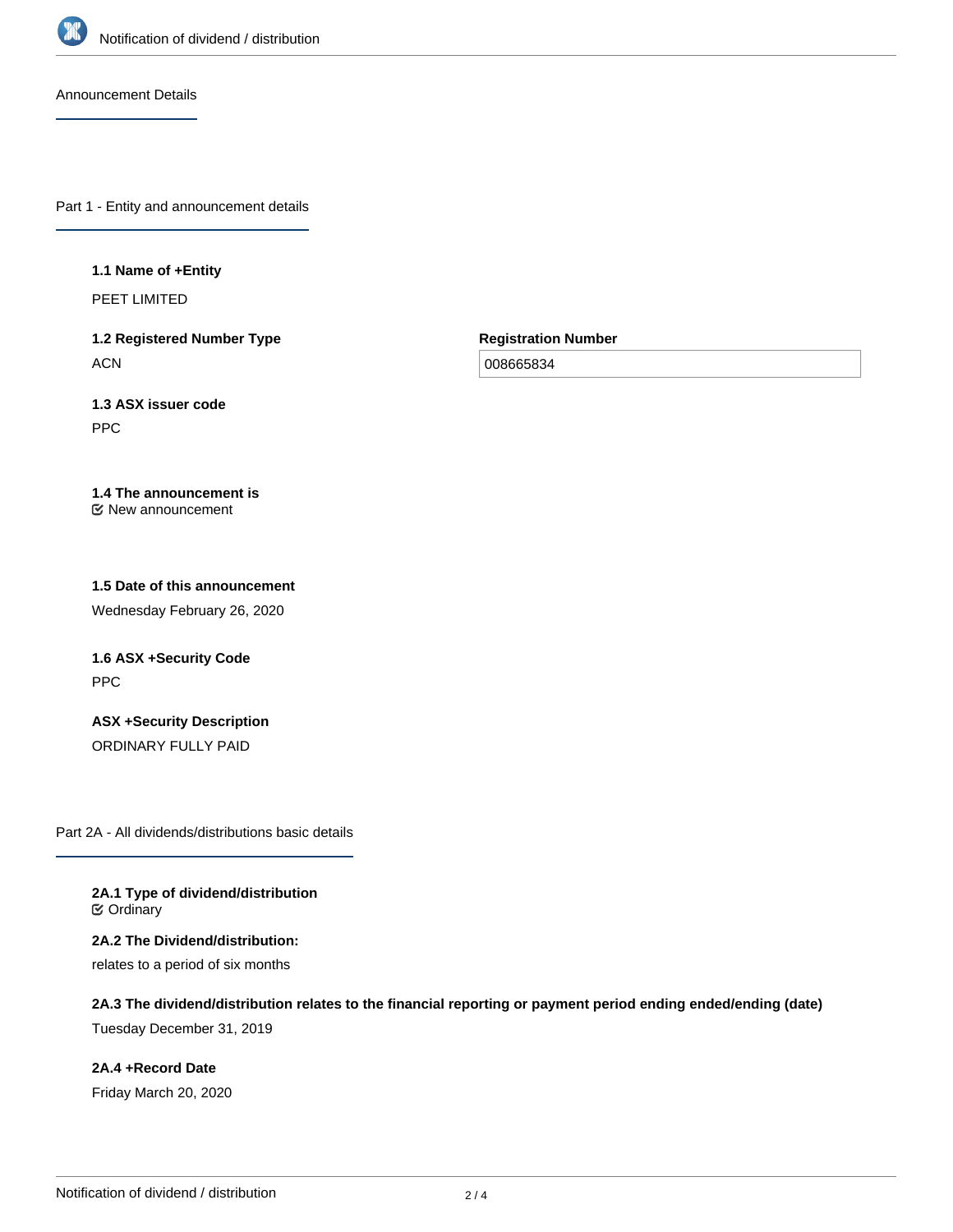## Announcement Details

### Part 1 - Entity and announcement details

**1.1 Name of +Entity**

PEET LIMITED

**1.2 Registered Number Type**

ACN

**Registration Number**

008665834

**1.3 ASX issuer code**

PPC

**1.4 The announcement is**

☑ New announcement

**1.5 Date of this announcement**

Wednesday February 26, 2020

**1.6 ASX +Security Code**

PPC

**ASX +Security Description**

ORDINARY FULLY PAID

### Part 2A - All dividends/distributions basic details

**2A.1 Type of dividend/distribution**

☑ Ordinary

**2A.2 The Dividend/distribution:**

relates to a period of six months

**2A.3 The dividend/distribution relates to the financial reporting or payment period ending ended/ending (date)**

Tuesday December 31, 2019

**2A.4 +Record Date**

Friday March 20, 2020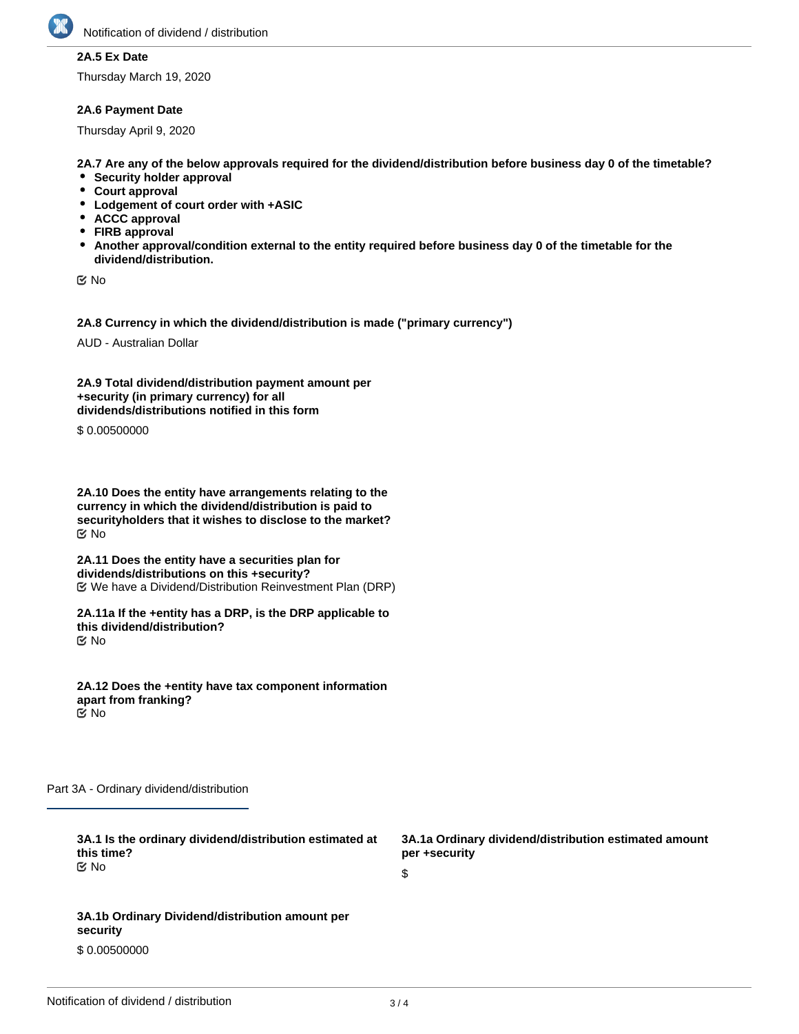**2A.5 Ex Date**

Thursday March 19, 2020

**2A.6 Payment Date**

Thursday April 9, 2020

**2A.7 Are any of the below approvals required for the dividend/distribution before business day 0 of the timetable?**

- **Security holder approval**
- **Court approval**
- **Lodgement of court order with +ASIC**
- **ACCC approval**
- **FIRB approval**
- **Another approval/condition external to the entity required before business day 0 of the timetable for the dividend/distribution.**

☑ No

**2A.8 Currency in which the dividend/distribution is made ("primary currency")**

AUD - Australian Dollar

**2A.9 Total dividend/distribution payment amount per +security (in primary currency) for all dividends/distributions notified in this form**

$ 0.00500000

**2A.10 Does the entity have arrangements relating to the currency in which the dividend/distribution is paid to securityholders that it wishes to disclose to the market?**

☑ No

**2A.11 Does the entity have a securities plan for dividends/distributions on this +security?**

☑ We have a Dividend/Distribution Reinvestment Plan (DRP)

**2A.11a If the +entity has a DRP, is the DRP applicable to this dividend/distribution?**

☑ No

**2A.12 Does the +entity have tax component information apart from franking?**

☑ No

## Part 3A - Ordinary dividend/distribution

**3A.1 Is the ordinary dividend/distribution estimated at this time?**

☑ No

**3A.1a Ordinary dividend/distribution estimated amount per +security**

$

**3A.1b Ordinary Dividend/distribution amount per security**

$ 0.00500000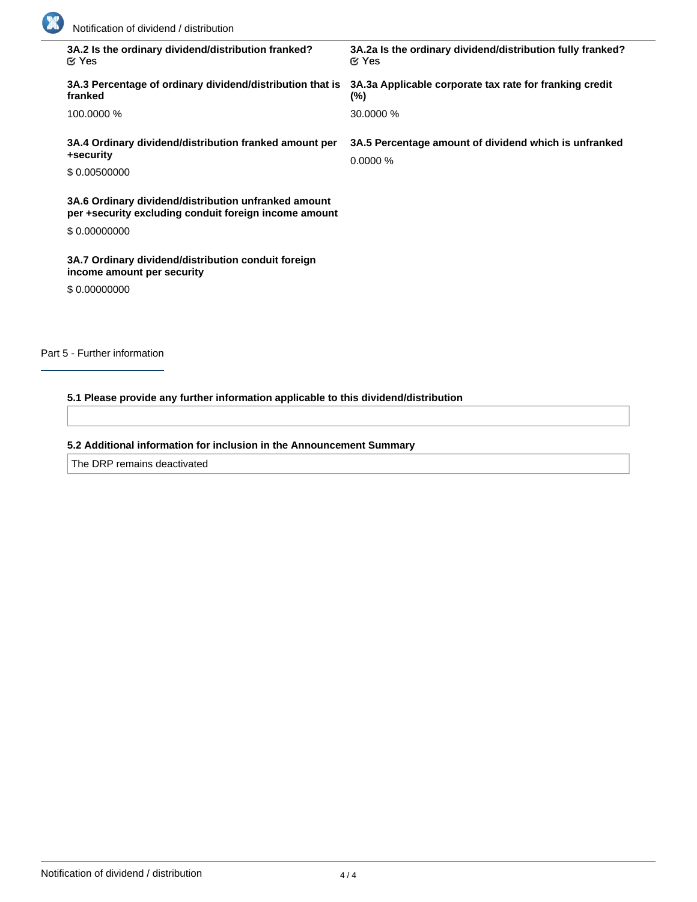**3A.2 Is the ordinary dividend/distribution franked?**
☑ Yes

**3A.2a Is the ordinary dividend/distribution fully franked?**
☑ Yes

**3A.3 Percentage of ordinary dividend/distribution that is franked**

100.0000 %

**3A.3a Applicable corporate tax rate for franking credit (%)**

30.0000 %

**3A.4 Ordinary dividend/distribution franked amount per +security**

$ 0.00500000

**3A.5 Percentage amount of dividend which is unfranked**

0.0000 %

**3A.6 Ordinary dividend/distribution unfranked amount per +security excluding conduit foreign income amount**

$ 0.00000000

**3A.7 Ordinary dividend/distribution conduit foreign income amount per security**

$ 0.00000000

## Part 5 - Further information

**5.1 Please provide any further information applicable to this dividend/distribution**

**5.2 Additional information for inclusion in the Announcement Summary**

The DRP remains deactivated